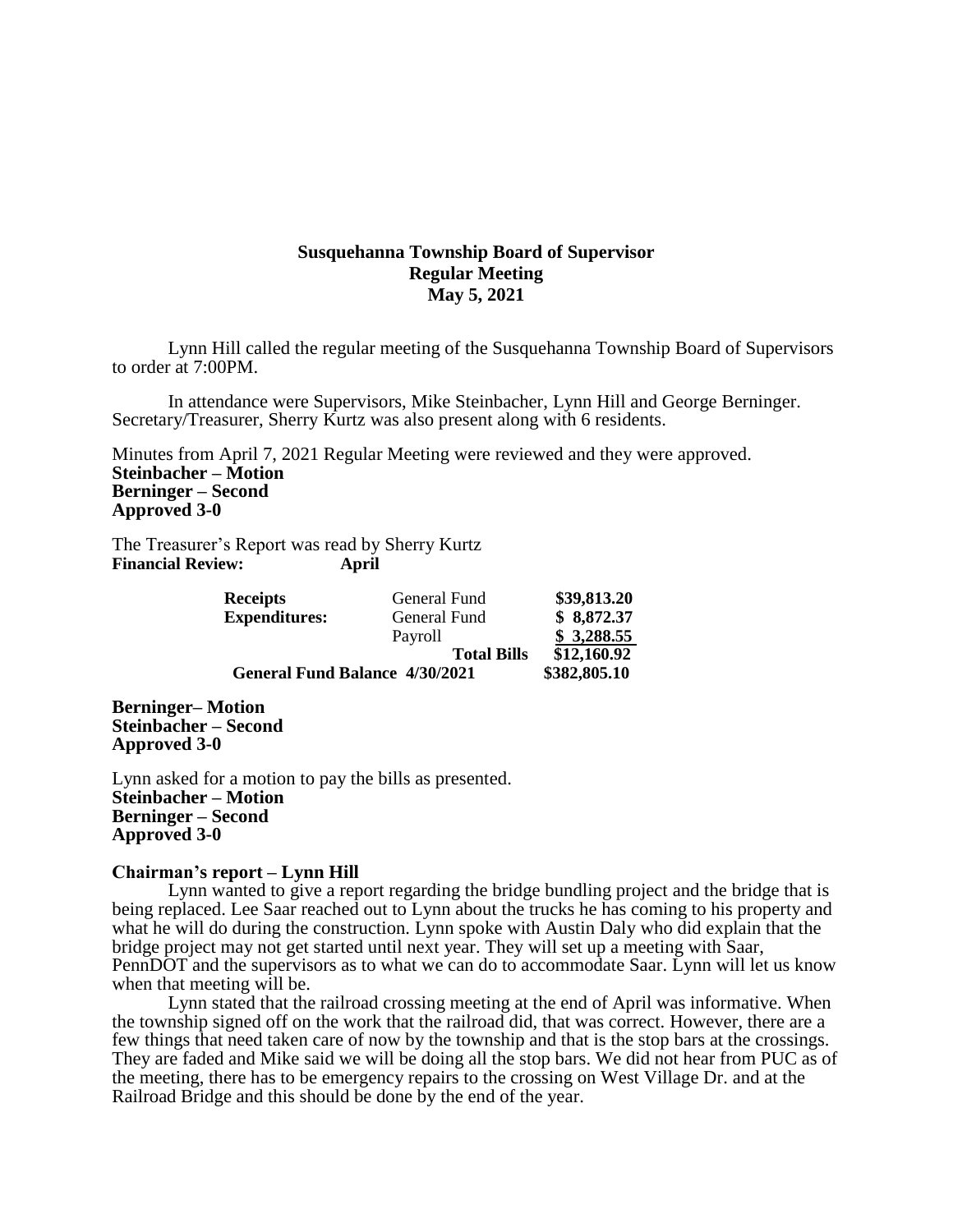**Susquehanna Township Board of Supervisor**
**Regular Meeting**
**May 5, 2021**

Lynn Hill called the regular meeting of the Susquehanna Township Board of Supervisors to order at 7:00PM.

In attendance were Supervisors, Mike Steinbacher, Lynn Hill and George Berninger. Secretary/Treasurer, Sherry Kurtz was also present along with 6 residents.

Minutes from April 7, 2021 Regular Meeting were reviewed and they were approved.
**Steinbacher – Motion**
**Berninger – Second**
**Approved 3-0**

The Treasurer's Report was read by Sherry Kurtz
**Financial Review: April**

| | | |
|---|---|---|
| **Receipts** | General Fund | **\$39,813.20** |
| **Expenditures:** | General Fund | **\$ 8,872.37** |
| | Payroll | **\$ 3,288.55** |
| | **Total Bills** | **\$12,160.92** |
| **General Fund Balance 4/30/2021** | | **\$382,805.10** |

**Berninger– Motion**
**Steinbacher – Second**
**Approved 3-0**

Lynn asked for a motion to pay the bills as presented.
**Steinbacher – Motion**
**Berninger – Second**
**Approved 3-0**

**Chairman's report – Lynn Hill**

Lynn wanted to give a report regarding the bridge bundling project and the bridge that is being replaced. Lee Saar reached out to Lynn about the trucks he has coming to his property and what he will do during the construction. Lynn spoke with Austin Daly who did explain that the bridge project may not get started until next year. They will set up a meeting with Saar, PennDOT and the supervisors as to what we can do to accommodate Saar. Lynn will let us know when that meeting will be.

Lynn stated that the railroad crossing meeting at the end of April was informative. When the township signed off on the work that the railroad did, that was correct. However, there are a few things that need taken care of now by the township and that is the stop bars at the crossings. They are faded and Mike said we will be doing all the stop bars. We did not hear from PUC as of the meeting, there has to be emergency repairs to the crossing on West Village Dr. and at the Railroad Bridge and this should be done by the end of the year.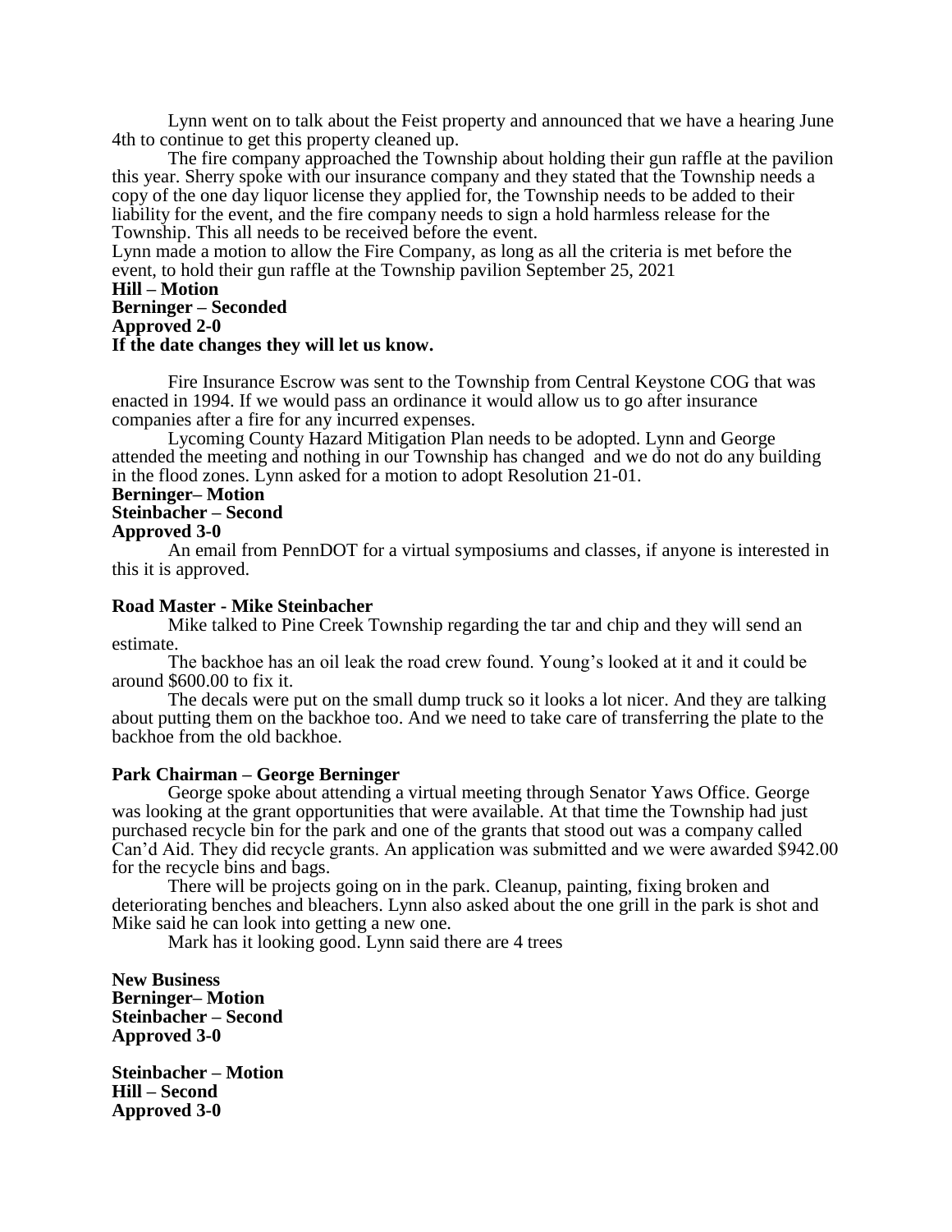Lynn went on to talk about the Feist property and announced that we have a hearing June 4th to continue to get this property cleaned up.

The fire company approached the Township about holding their gun raffle at the pavilion this year. Sherry spoke with our insurance company and they stated that the Township needs a copy of the one day liquor license they applied for, the Township needs to be added to their liability for the event, and the fire company needs to sign a hold harmless release for the Township. This all needs to be received before the event.

Lynn made a motion to allow the Fire Company, as long as all the criteria is met before the event, to hold their gun raffle at the Township pavilion September 25, 2021

**Hill – Motion**
**Berninger – Seconded**
**Approved 2-0**
**If the date changes they will let us know.**

Fire Insurance Escrow was sent to the Township from Central Keystone COG that was enacted in 1994. If we would pass an ordinance it would allow us to go after insurance companies after a fire for any incurred expenses.

Lycoming County Hazard Mitigation Plan needs to be adopted. Lynn and George attended the meeting and nothing in our Township has changed and we do not do any building in the flood zones. Lynn asked for a motion to adopt Resolution 21-01.

**Berninger– Motion**
**Steinbacher – Second**
**Approved 3-0**

An email from PennDOT for a virtual symposiums and classes, if anyone is interested in this it is approved.

**Road Master - Mike Steinbacher**

Mike talked to Pine Creek Township regarding the tar and chip and they will send an estimate.

The backhoe has an oil leak the road crew found. Young's looked at it and it could be around $600.00 to fix it.

The decals were put on the small dump truck so it looks a lot nicer. And they are talking about putting them on the backhoe too. And we need to take care of transferring the plate to the backhoe from the old backhoe.

**Park Chairman – George Berninger**

George spoke about attending a virtual meeting through Senator Yaws Office. George was looking at the grant opportunities that were available. At that time the Township had just purchased recycle bin for the park and one of the grants that stood out was a company called Can'd Aid. They did recycle grants. An application was submitted and we were awarded $942.00 for the recycle bins and bags.

There will be projects going on in the park. Cleanup, painting, fixing broken and deteriorating benches and bleachers. Lynn also asked about the one grill in the park is shot and Mike said he can look into getting a new one.

Mark has it looking good. Lynn said there are 4 trees

**New Business**
**Berninger– Motion**
**Steinbacher – Second**
**Approved 3-0**

**Steinbacher – Motion**
**Hill – Second**
**Approved 3-0**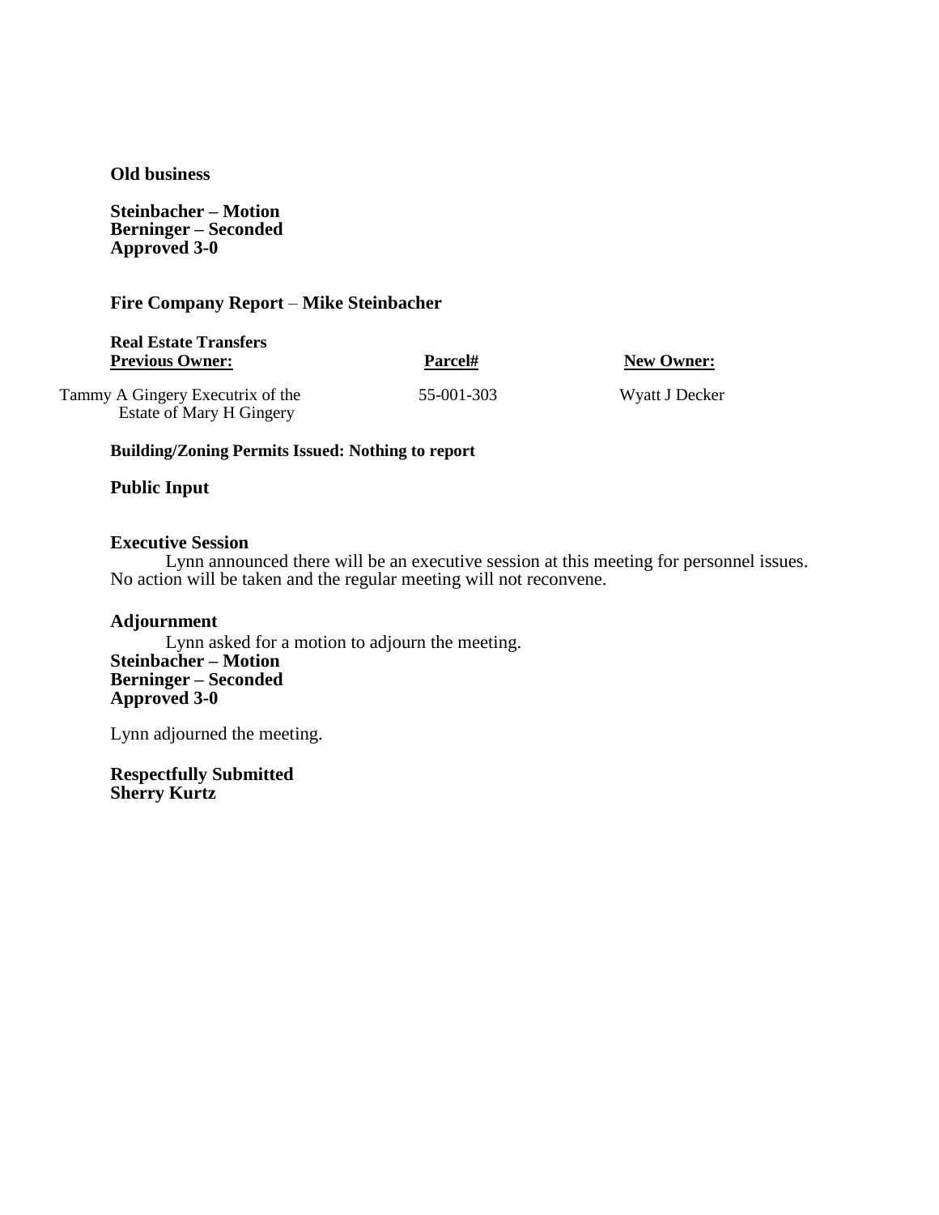**Old business**

**Steinbacher – Motion**
**Berninger – Seconded**
**Approved 3-0**

**Fire Company Report** – **Mike Steinbacher**

**Real Estate Transfers**

| **Previous Owner:** | **Parcel#** | **New Owner:** |
|---|---|---|
| Tammy A Gingery Executrix of the Estate of Mary H Gingery | 55-001-303 | Wyatt J Decker |

**Building/Zoning Permits Issued: Nothing to report**

**Public Input**

**Executive Session**

Lynn announced there will be an executive session at this meeting for personnel issues. No action will be taken and the regular meeting will not reconvene.

**Adjournment**

Lynn asked for a motion to adjourn the meeting.
**Steinbacher – Motion**
**Berninger – Seconded**
**Approved 3-0**

Lynn adjourned the meeting.

**Respectfully Submitted**
**Sherry Kurtz**